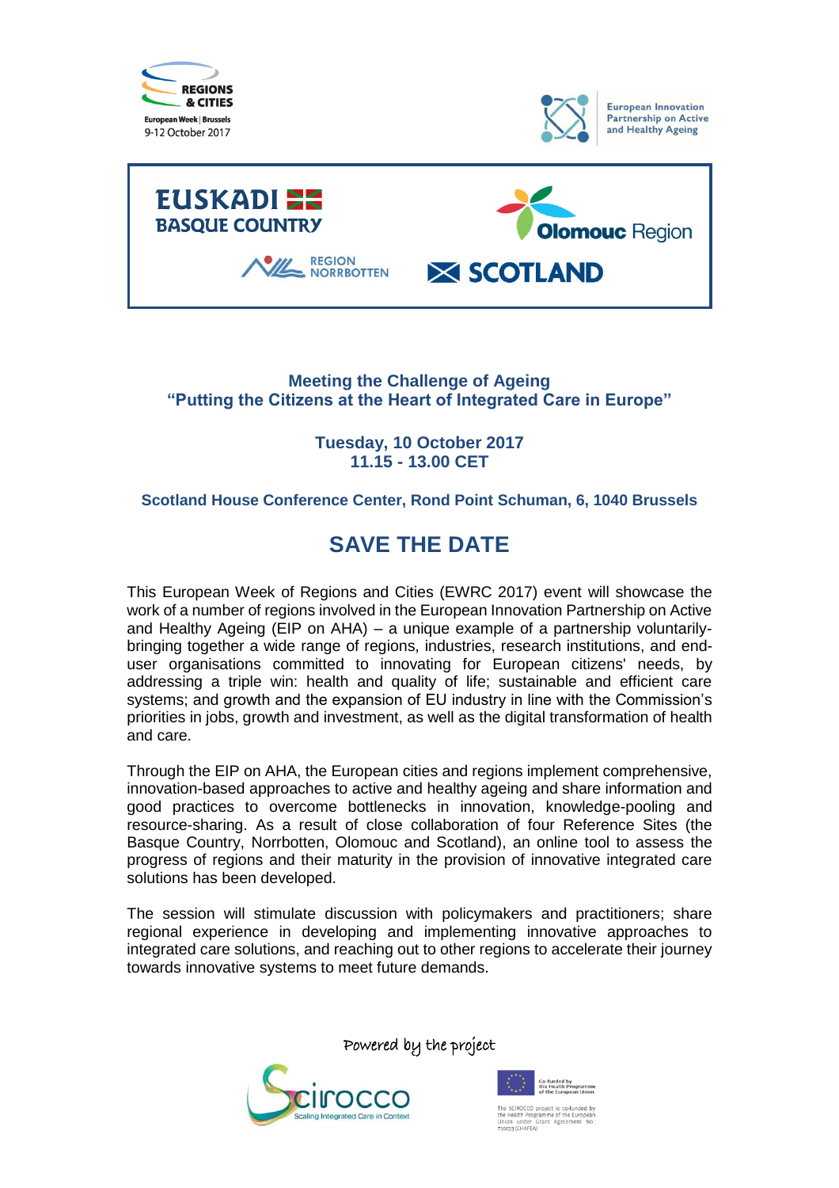REGIONS & CITIES
European Week | Brussels
9-12 October 2017

European Innovation Partnership on Active and Healthy Ageing

EUSKADI BASQUE COUNTRY

Olomouc Region

REGION NORRBOTTEN

SCOTLAND

**Meeting the Challenge of Ageing**
**"Putting the Citizens at the Heart of Integrated Care in Europe"**

**Tuesday, 10 October 2017**
**11.15 - 13.00 CET**

**Scotland House Conference Center, Rond Point Schuman, 6, 1040 Brussels**

# SAVE THE DATE

This European Week of Regions and Cities (EWRC 2017) event will showcase the work of a number of regions involved in the European Innovation Partnership on Active and Healthy Ageing (EIP on AHA) – a unique example of a partnership voluntarily-bringing together a wide range of regions, industries, research institutions, and end-user organisations committed to innovating for European citizens' needs, by addressing a triple win: health and quality of life; sustainable and efficient care systems; and growth and the expansion of EU industry in line with the Commission's priorities in jobs, growth and investment, as well as the digital transformation of health and care.

Through the EIP on AHA, the European cities and regions implement comprehensive, innovation-based approaches to active and healthy ageing and share information and good practices to overcome bottlenecks in innovation, knowledge-pooling and resource-sharing. As a result of close collaboration of four Reference Sites (the Basque Country, Norrbotten, Olomouc and Scotland), an online tool to assess the progress of regions and their maturity in the provision of innovative integrated care solutions has been developed.

The session will stimulate discussion with policymakers and practitioners; share regional experience in developing and implementing innovative approaches to integrated care solutions, and reaching out to other regions to accelerate their journey towards innovative systems to meet future demands.

Powered by the project

Scirocco – Scaling Integrated Care in Context

Co-funded by the Health Programme of the European Union

The SCIROCCO project is co-funded by the Health Programme of the European Union under Grant Agreement No: 710033 (CHAFEA)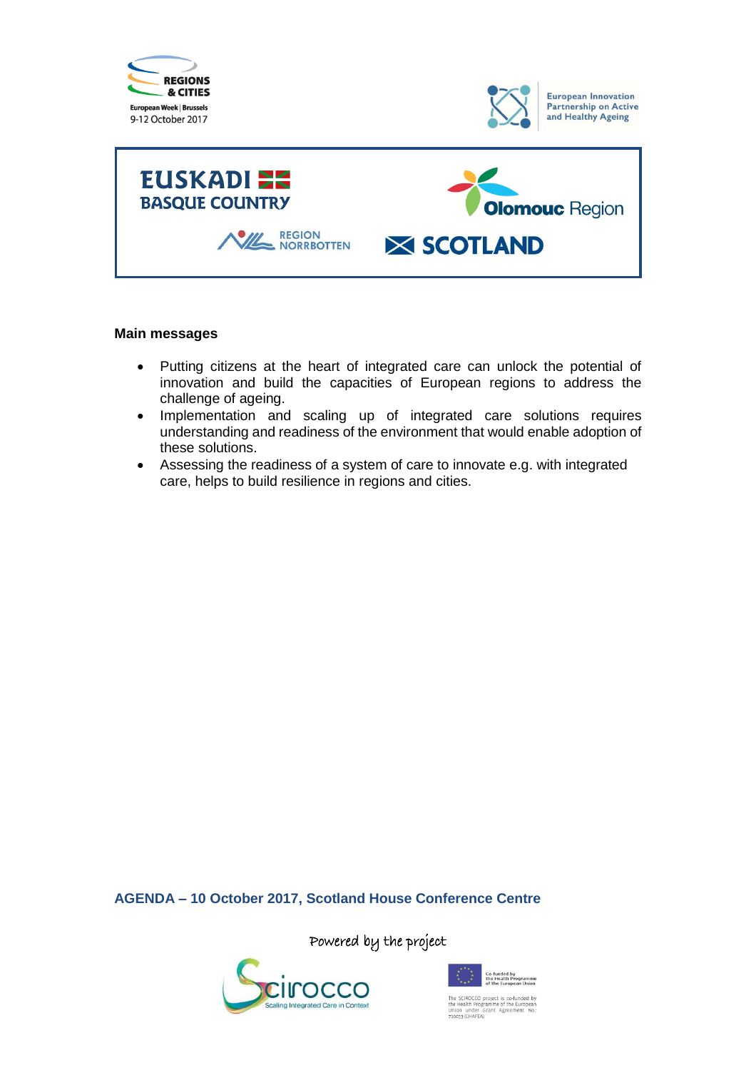**Main messages**

- Putting citizens at the heart of integrated care can unlock the potential of innovation and build the capacities of European regions to address the challenge of ageing.
- Implementation and scaling up of integrated care solutions requires understanding and readiness of the environment that would enable adoption of these solutions.
- Assessing the readiness of a system of care to innovate e.g. with integrated care, helps to build resilience in regions and cities.

**AGENDA – 10 October 2017, Scotland House Conference Centre**

Powered by the project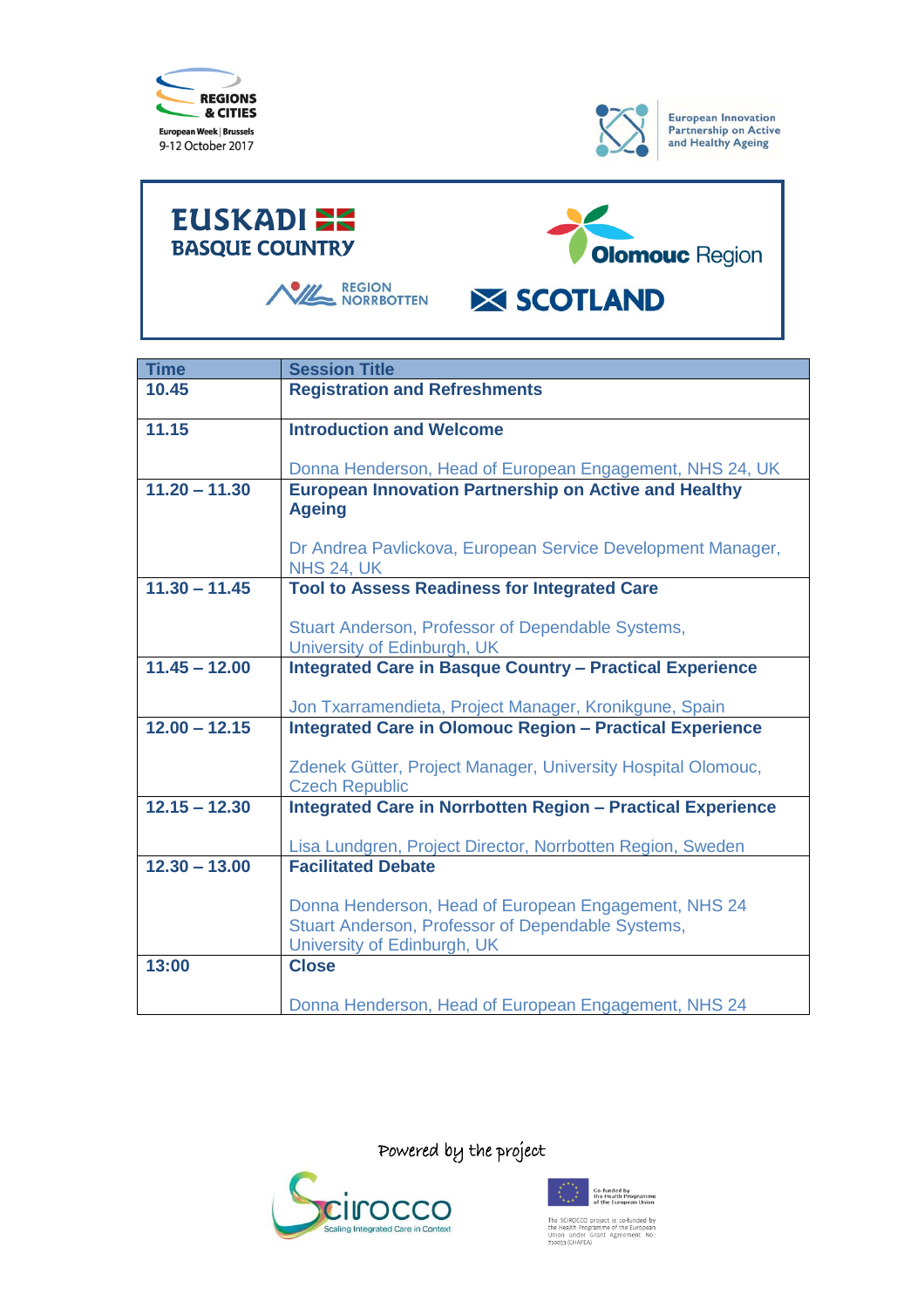REGIONS & CITIES
European Week | Brussels
9-12 October 2017

European Innovation Partnership on Active and Healthy Ageing

EUSKADI
BASQUE COUNTRY

Olomouc Region

REGION NORRBOTTEN

SCOTLAND

| Time | Session Title |
|---|---|
| **10.45** | **Registration and Refreshments** |
| **11.15** | **Introduction and Welcome**<br><br>Donna Henderson, Head of European Engagement, NHS 24, UK |
| **11.20 – 11.30** | **European Innovation Partnership on Active and Healthy Ageing**<br><br>Dr Andrea Pavlickova, European Service Development Manager, NHS 24, UK |
| **11.30 – 11.45** | **Tool to Assess Readiness for Integrated Care**<br><br>Stuart Anderson, Professor of Dependable Systems, University of Edinburgh, UK |
| **11.45 – 12.00** | **Integrated Care in Basque Country – Practical Experience**<br><br>Jon Txarramendieta, Project Manager, Kronikgune, Spain |
| **12.00 – 12.15** | **Integrated Care in Olomouc Region – Practical Experience**<br><br>Zdenek Gütter, Project Manager, University Hospital Olomouc, Czech Republic |
| **12.15 – 12.30** | **Integrated Care in Norrbotten Region – Practical Experience**<br><br>Lisa Lundgren, Project Director, Norrbotten Region, Sweden |
| **12.30 – 13.00** | **Facilitated Debate**<br><br>Donna Henderson, Head of European Engagement, NHS 24<br>Stuart Anderson, Professor of Dependable Systems, University of Edinburgh, UK |
| **13:00** | **Close**<br><br>Donna Henderson, Head of European Engagement, NHS 24 |

Powered by the project

Scirocco
Scaling Integrated Care in Context

Co-funded by the Health Programme of the European Union

The SCIROCCO project is co-funded by the Health Programme of the European Union under Grant Agreement No: 710033 (CHAFEA)